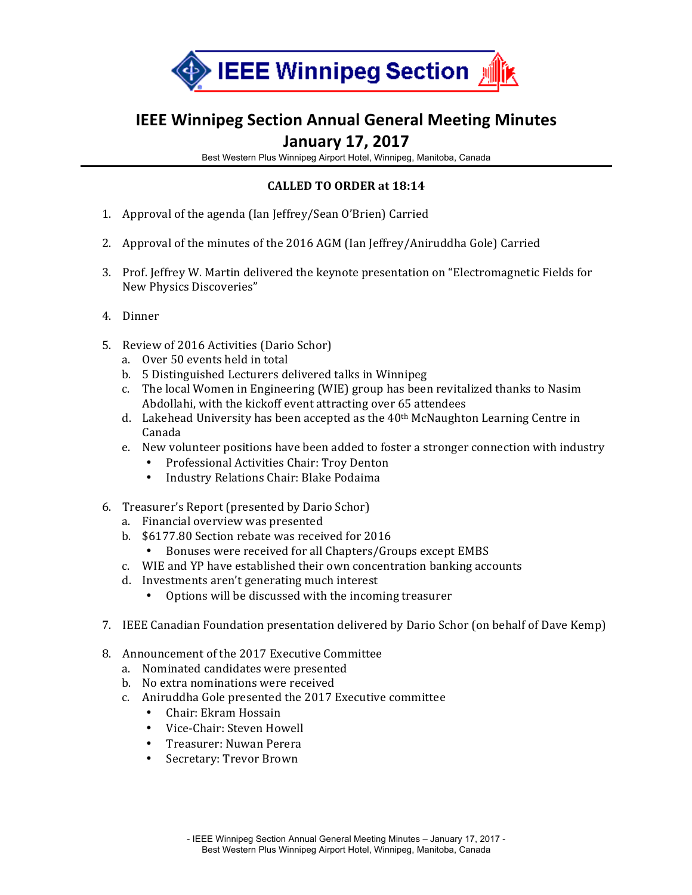IEEE Winnipeg Section

# IEEE Winnipeg Section Annual General Meeting Minutes

## January 17, 2017

Best Western Plus Winnipeg Airport Hotel, Winnipeg, Manitoba, Canada

**CALLED TO ORDER at 18:14**

1. Approval of the agenda (Ian Jeffrey/Sean O'Brien) Carried

2. Approval of the minutes of the 2016 AGM (Ian Jeffrey/Aniruddha Gole) Carried

3. Prof. Jeffrey W. Martin delivered the keynote presentation on "Electromagnetic Fields for New Physics Discoveries"

4. Dinner

5. Review of 2016 Activities (Dario Schor)
   a. Over 50 events held in total
   b. 5 Distinguished Lecturers delivered talks in Winnipeg
   c. The local Women in Engineering (WIE) group has been revitalized thanks to Nasim Abdollahi, with the kickoff event attracting over 65 attendees
   d. Lakehead University has been accepted as the 40th McNaughton Learning Centre in Canada
   e. New volunteer positions have been added to foster a stronger connection with industry
      - Professional Activities Chair: Troy Denton
      - Industry Relations Chair: Blake Podaima

6. Treasurer's Report (presented by Dario Schor)
   a. Financial overview was presented
   b. $6177.80 Section rebate was received for 2016
      - Bonuses were received for all Chapters/Groups except EMBS
   c. WIE and YP have established their own concentration banking accounts
   d. Investments aren't generating much interest
      - Options will be discussed with the incoming treasurer

7. IEEE Canadian Foundation presentation delivered by Dario Schor (on behalf of Dave Kemp)

8. Announcement of the 2017 Executive Committee
   a. Nominated candidates were presented
   b. No extra nominations were received
   c. Aniruddha Gole presented the 2017 Executive committee
      - Chair: Ekram Hossain
      - Vice-Chair: Steven Howell
      - Treasurer: Nuwan Perera
      - Secretary: Trevor Brown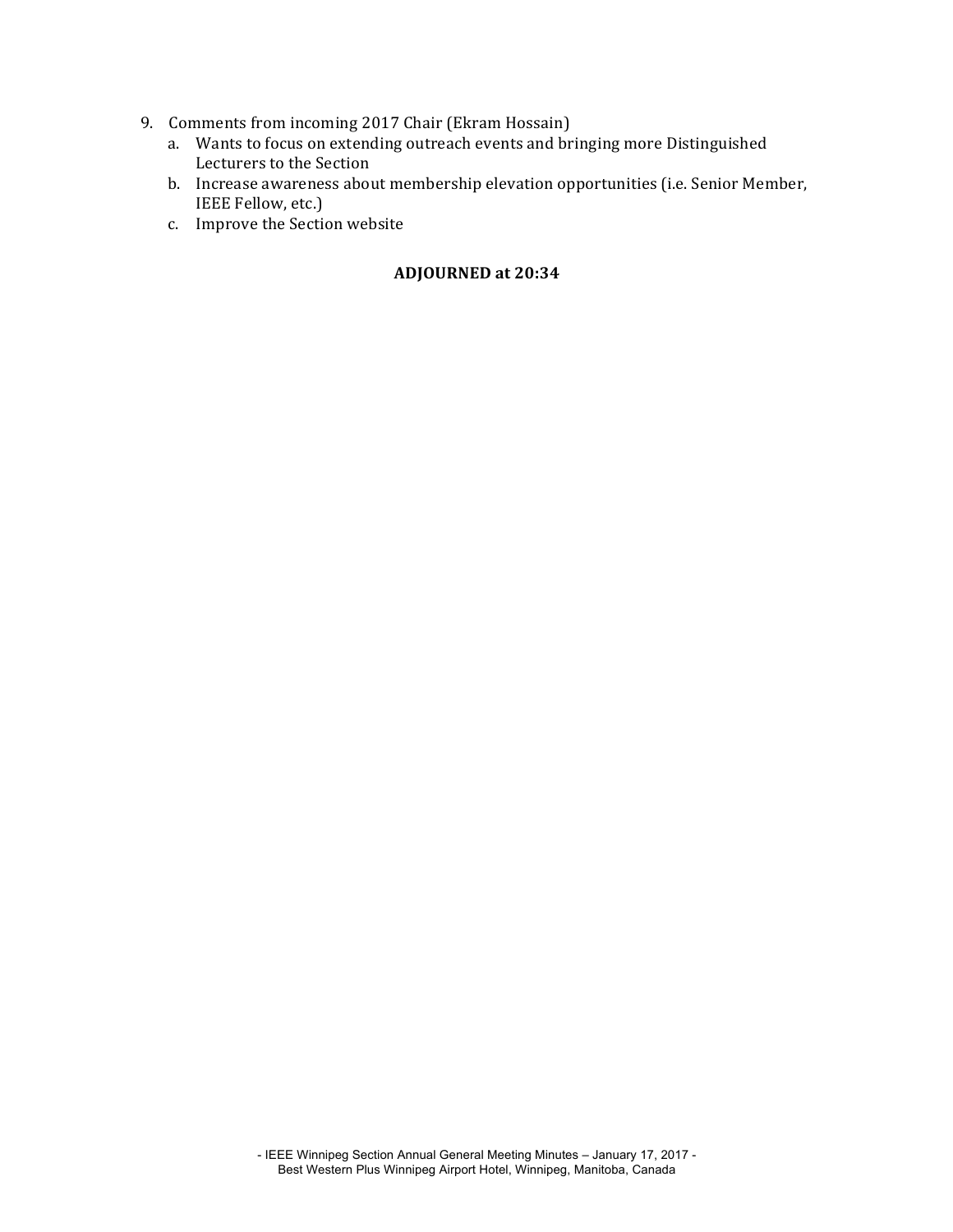9. Comments from incoming 2017 Chair (Ekram Hossain)
    a. Wants to focus on extending outreach events and bringing more Distinguished Lecturers to the Section
    b. Increase awareness about membership elevation opportunities (i.e. Senior Member, IEEE Fellow, etc.)
    c. Improve the Section website

**ADJOURNED at 20:34**